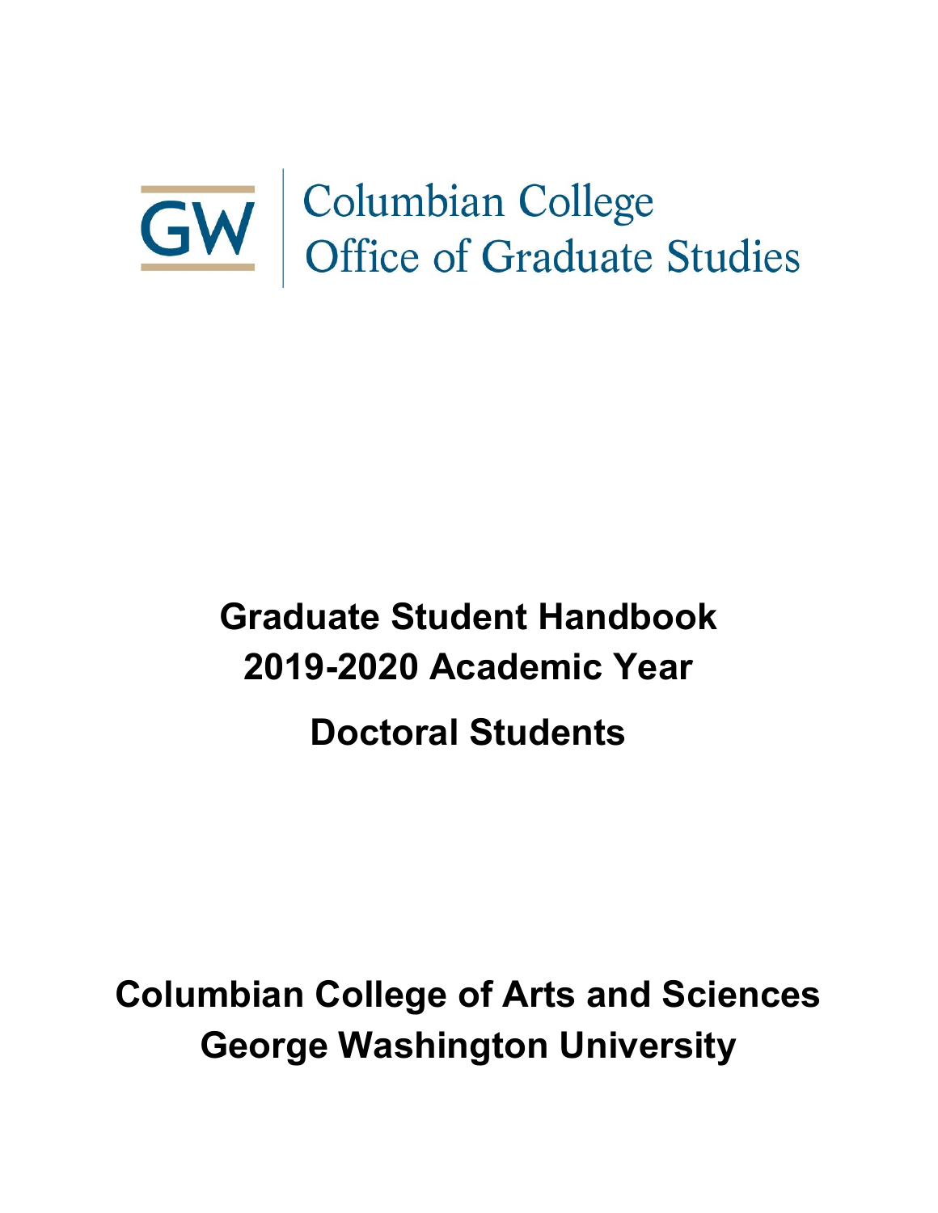GW | Columbian College Office of Graduate Studies

# Graduate Student Handbook 2019-2020 Academic Year

# Doctoral Students

## Columbian College of Arts and Sciences George Washington University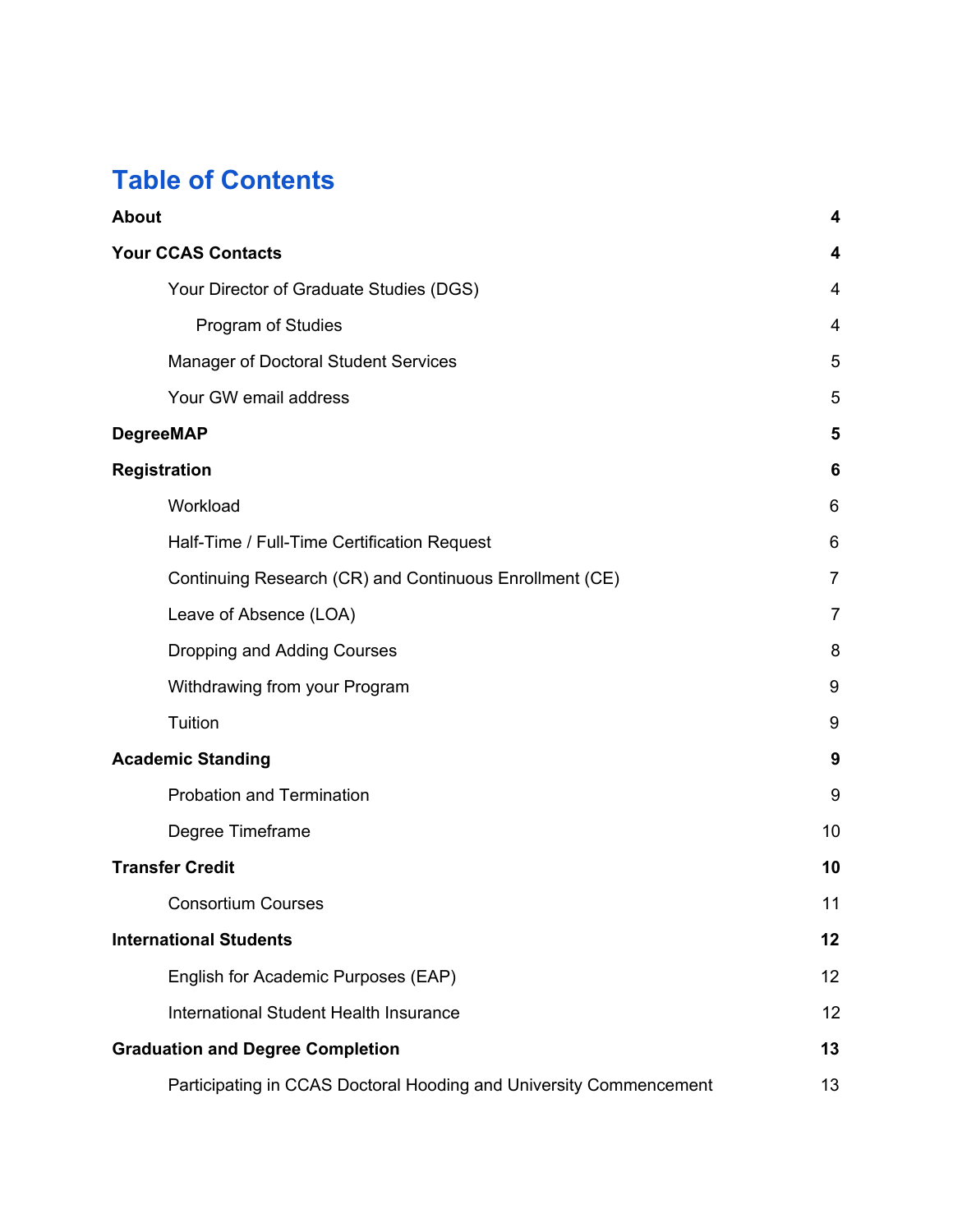# Table of Contents

| | |
|---|---|
| **About** | **4** |
| **Your CCAS Contacts** | **4** |
| Your Director of Graduate Studies (DGS) | 4 |
| Program of Studies | 4 |
| Manager of Doctoral Student Services | 5 |
| Your GW email address | 5 |
| **DegreeMAP** | **5** |
| **Registration** | **6** |
| Workload | 6 |
| Half-Time / Full-Time Certification Request | 6 |
| Continuing Research (CR) and Continuous Enrollment (CE) | 7 |
| Leave of Absence (LOA) | 7 |
| Dropping and Adding Courses | 8 |
| Withdrawing from your Program | 9 |
| Tuition | 9 |
| **Academic Standing** | **9** |
| Probation and Termination | 9 |
| Degree Timeframe | 10 |
| **Transfer Credit** | **10** |
| Consortium Courses | 11 |
| **International Students** | **12** |
| English for Academic Purposes (EAP) | 12 |
| International Student Health Insurance | 12 |
| **Graduation and Degree Completion** | **13** |
| Participating in CCAS Doctoral Hooding and University Commencement | 13 |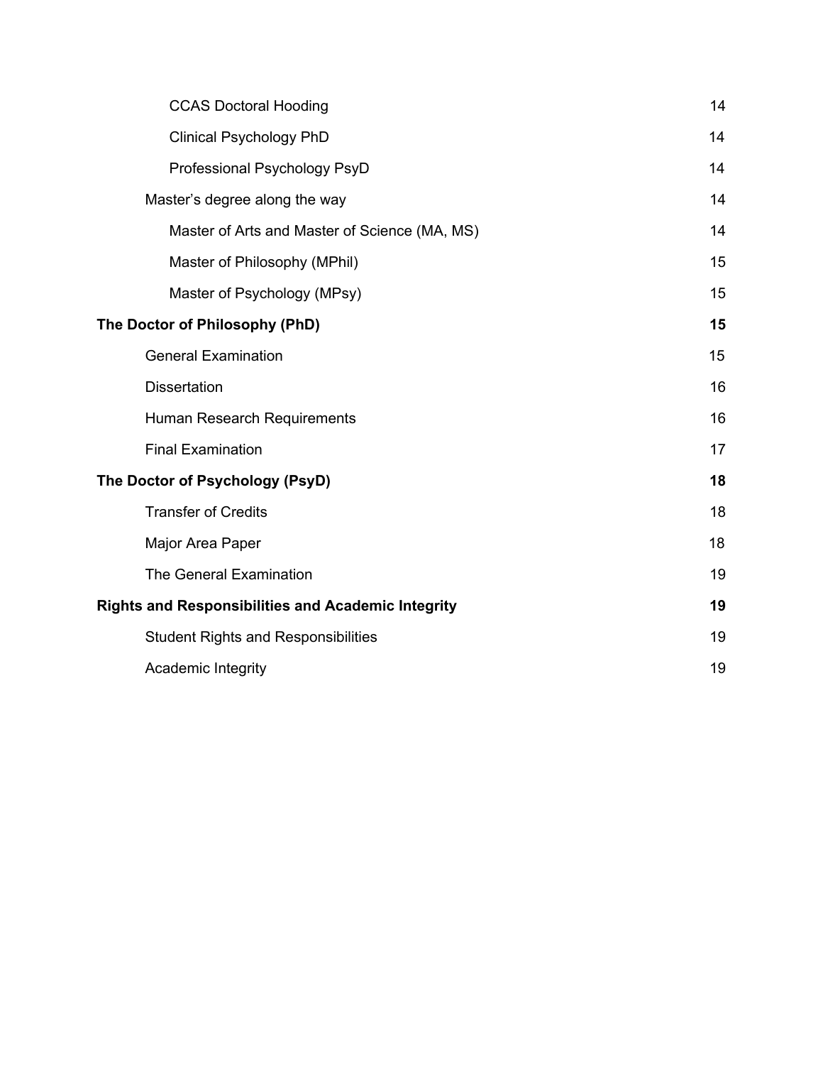- CCAS Doctoral Hooding 14
- Clinical Psychology PhD 14
- Professional Psychology PsyD 14
- Master's degree along the way 14
  - Master of Arts and Master of Science (MA, MS) 14
  - Master of Philosophy (MPhil) 15
  - Master of Psychology (MPsy) 15

**The Doctor of Philosophy (PhD) 15**

- General Examination 15
- Dissertation 16
- Human Research Requirements 16
- Final Examination 17

**The Doctor of Psychology (PsyD) 18**

- Transfer of Credits 18
- Major Area Paper 18
- The General Examination 19

**Rights and Responsibilities and Academic Integrity 19**

- Student Rights and Responsibilities 19
- Academic Integrity 19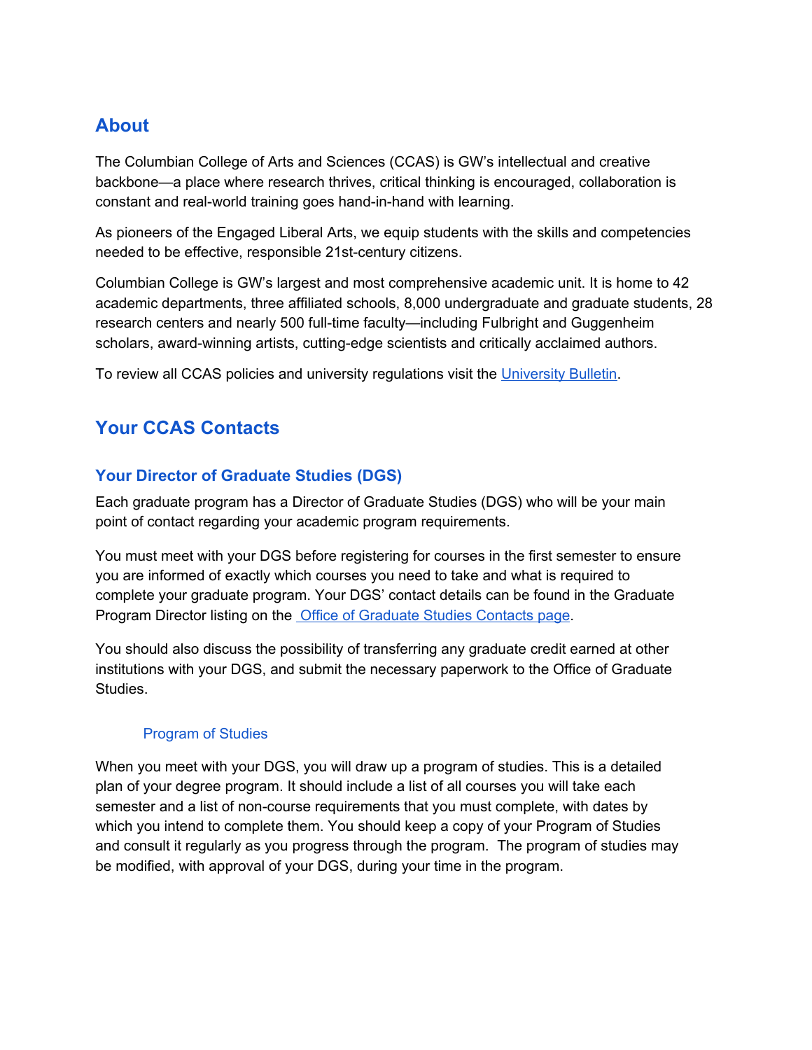## About

The Columbian College of Arts and Sciences (CCAS) is GW's intellectual and creative backbone—a place where research thrives, critical thinking is encouraged, collaboration is constant and real-world training goes hand-in-hand with learning.

As pioneers of the Engaged Liberal Arts, we equip students with the skills and competencies needed to be effective, responsible 21st-century citizens.

Columbian College is GW's largest and most comprehensive academic unit. It is home to 42 academic departments, three affiliated schools, 8,000 undergraduate and graduate students, 28 research centers and nearly 500 full-time faculty—including Fulbright and Guggenheim scholars, award-winning artists, cutting-edge scientists and critically acclaimed authors.

To review all CCAS policies and university regulations visit the University Bulletin.

## Your CCAS Contacts

### Your Director of Graduate Studies (DGS)

Each graduate program has a Director of Graduate Studies (DGS) who will be your main point of contact regarding your academic program requirements.

You must meet with your DGS before registering for courses in the first semester to ensure you are informed of exactly which courses you need to take and what is required to complete your graduate program. Your DGS' contact details can be found in the Graduate Program Director listing on the Office of Graduate Studies Contacts page.

You should also discuss the possibility of transferring any graduate credit earned at other institutions with your DGS, and submit the necessary paperwork to the Office of Graduate Studies.

#### Program of Studies

When you meet with your DGS, you will draw up a program of studies. This is a detailed plan of your degree program. It should include a list of all courses you will take each semester and a list of non-course requirements that you must complete, with dates by which you intend to complete them. You should keep a copy of your Program of Studies and consult it regularly as you progress through the program. The program of studies may be modified, with approval of your DGS, during your time in the program.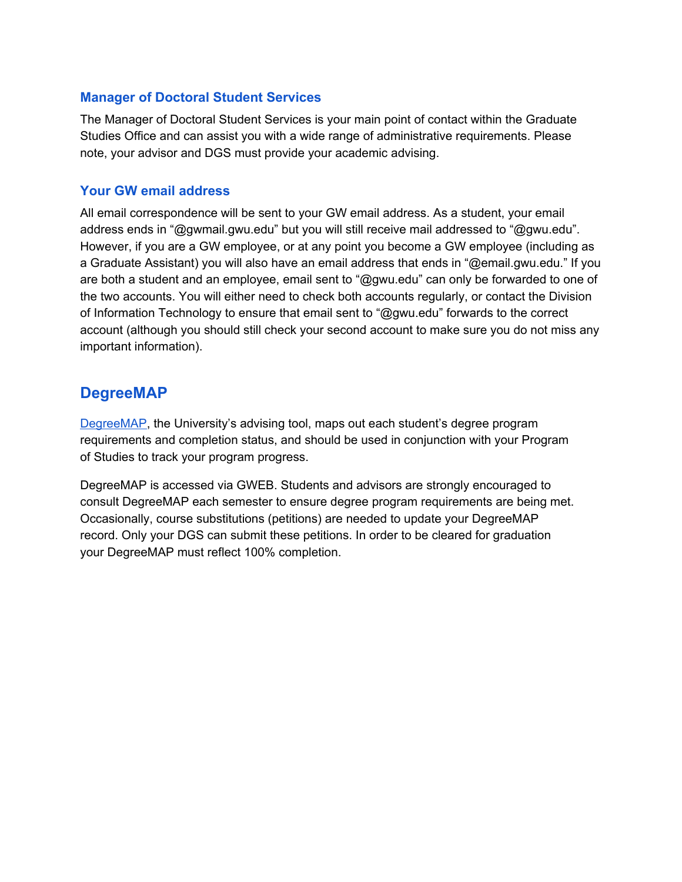### Manager of Doctoral Student Services

The Manager of Doctoral Student Services is your main point of contact within the Graduate Studies Office and can assist you with a wide range of administrative requirements. Please note, your advisor and DGS must provide your academic advising.

### Your GW email address

All email correspondence will be sent to your GW email address. As a student, your email address ends in "@gwmail.gwu.edu" but you will still receive mail addressed to "@gwu.edu". However, if you are a GW employee, or at any point you become a GW employee (including as a Graduate Assistant) you will also have an email address that ends in "@email.gwu.edu." If you are both a student and an employee, email sent to "@gwu.edu" can only be forwarded to one of the two accounts. You will either need to check both accounts regularly, or contact the Division of Information Technology to ensure that email sent to "@gwu.edu" forwards to the correct account (although you should still check your second account to make sure you do not miss any important information).

## DegreeMAP

DegreeMAP, the University's advising tool, maps out each student's degree program requirements and completion status, and should be used in conjunction with your Program of Studies to track your program progress.

DegreeMAP is accessed via GWEB. Students and advisors are strongly encouraged to consult DegreeMAP each semester to ensure degree program requirements are being met. Occasionally, course substitutions (petitions) are needed to update your DegreeMAP record. Only your DGS can submit these petitions. In order to be cleared for graduation your DegreeMAP must reflect 100% completion.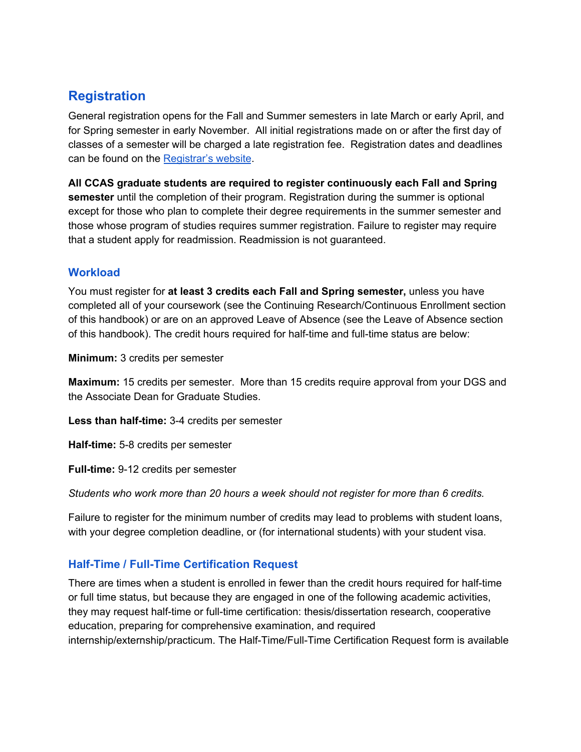## Registration

General registration opens for the Fall and Summer semesters in late March or early April, and for Spring semester in early November. All initial registrations made on or after the first day of classes of a semester will be charged a late registration fee. Registration dates and deadlines can be found on the [Registrar's website](#).

**All CCAS graduate students are required to register continuously each Fall and Spring semester** until the completion of their program. Registration during the summer is optional except for those who plan to complete their degree requirements in the summer semester and those whose program of studies requires summer registration. Failure to register may require that a student apply for readmission. Readmission is not guaranteed.

### Workload

You must register for **at least 3 credits each Fall and Spring semester,** unless you have completed all of your coursework (see the Continuing Research/Continuous Enrollment section of this handbook) or are on an approved Leave of Absence (see the Leave of Absence section of this handbook). The credit hours required for half-time and full-time status are below:

**Minimum:** 3 credits per semester

**Maximum:** 15 credits per semester. More than 15 credits require approval from your DGS and the Associate Dean for Graduate Studies.

**Less than half-time:** 3-4 credits per semester

**Half-time:** 5-8 credits per semester

**Full-time:** 9-12 credits per semester

*Students who work more than 20 hours a week should not register for more than 6 credits.*

Failure to register for the minimum number of credits may lead to problems with student loans, with your degree completion deadline, or (for international students) with your student visa.

### Half-Time / Full-Time Certification Request

There are times when a student is enrolled in fewer than the credit hours required for half-time or full time status, but because they are engaged in one of the following academic activities, they may request half-time or full-time certification: thesis/dissertation research, cooperative education, preparing for comprehensive examination, and required internship/externship/practicum. The Half-Time/Full-Time Certification Request form is available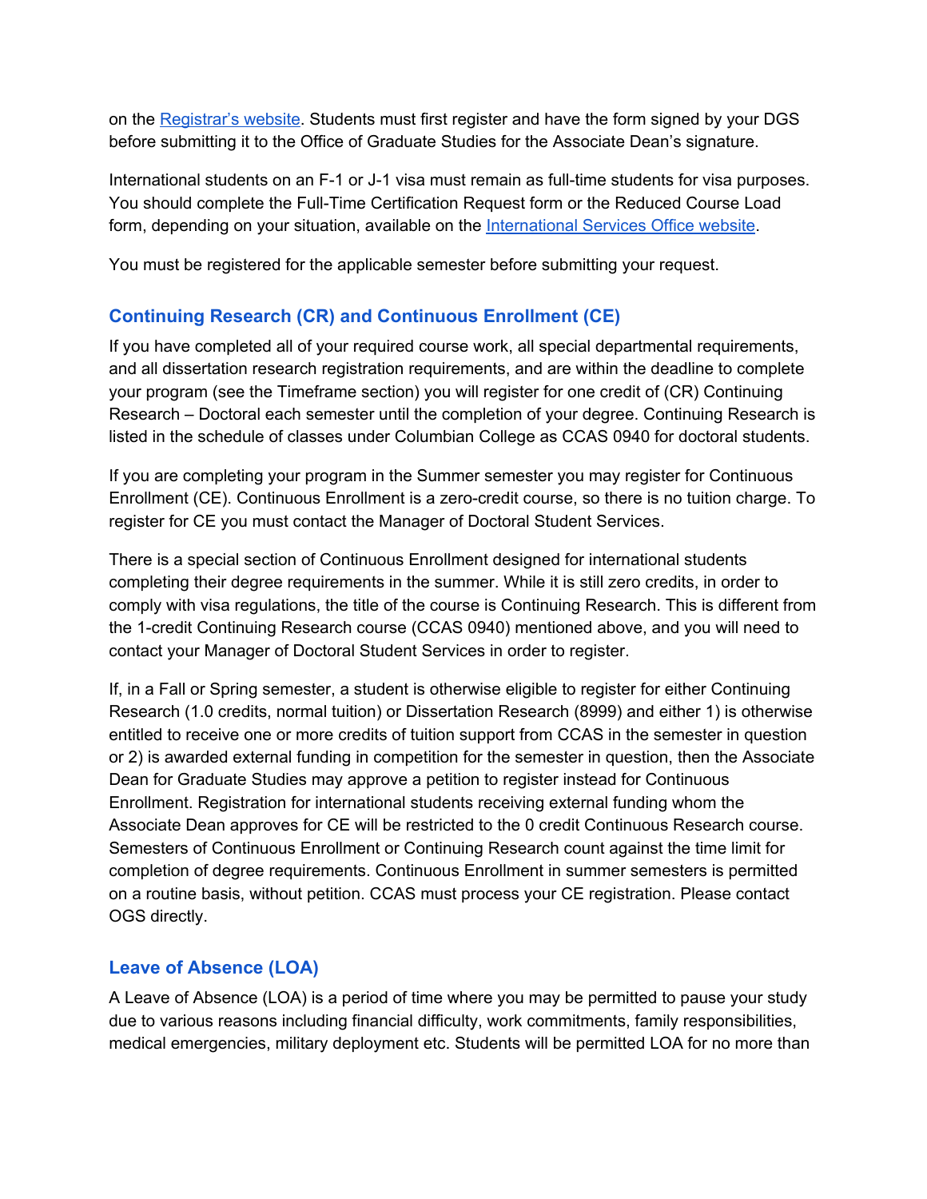on the Registrar's website. Students must first register and have the form signed by your DGS before submitting it to the Office of Graduate Studies for the Associate Dean's signature.

International students on an F-1 or J-1 visa must remain as full-time students for visa purposes. You should complete the Full-Time Certification Request form or the Reduced Course Load form, depending on your situation, available on the International Services Office website.

You must be registered for the applicable semester before submitting your request.

## Continuing Research (CR) and Continuous Enrollment (CE)

If you have completed all of your required course work, all special departmental requirements, and all dissertation research registration requirements, and are within the deadline to complete your program (see the Timeframe section) you will register for one credit of (CR) Continuing Research – Doctoral each semester until the completion of your degree. Continuing Research is listed in the schedule of classes under Columbian College as CCAS 0940 for doctoral students.

If you are completing your program in the Summer semester you may register for Continuous Enrollment (CE). Continuous Enrollment is a zero-credit course, so there is no tuition charge. To register for CE you must contact the Manager of Doctoral Student Services.

There is a special section of Continuous Enrollment designed for international students completing their degree requirements in the summer. While it is still zero credits, in order to comply with visa regulations, the title of the course is Continuing Research. This is different from the 1-credit Continuing Research course (CCAS 0940) mentioned above, and you will need to contact your Manager of Doctoral Student Services in order to register.

If, in a Fall or Spring semester, a student is otherwise eligible to register for either Continuing Research (1.0 credits, normal tuition) or Dissertation Research (8999) and either 1) is otherwise entitled to receive one or more credits of tuition support from CCAS in the semester in question or 2) is awarded external funding in competition for the semester in question, then the Associate Dean for Graduate Studies may approve a petition to register instead for Continuous Enrollment. Registration for international students receiving external funding whom the Associate Dean approves for CE will be restricted to the 0 credit Continuous Research course. Semesters of Continuous Enrollment or Continuing Research count against the time limit for completion of degree requirements. Continuous Enrollment in summer semesters is permitted on a routine basis, without petition. CCAS must process your CE registration. Please contact OGS directly.

## Leave of Absence (LOA)

A Leave of Absence (LOA) is a period of time where you may be permitted to pause your study due to various reasons including financial difficulty, work commitments, family responsibilities, medical emergencies, military deployment etc. Students will be permitted LOA for no more than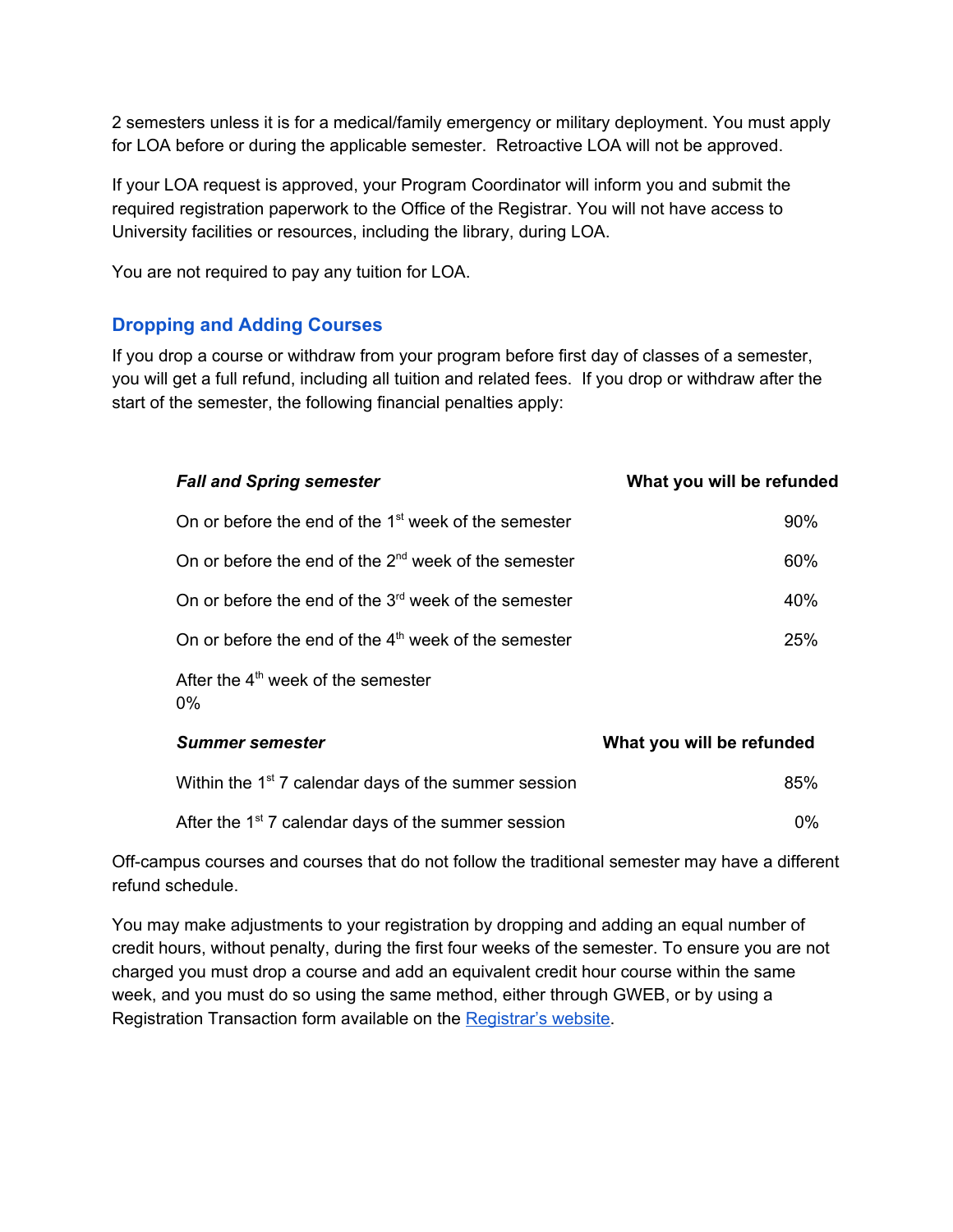2 semesters unless it is for a medical/family emergency or military deployment. You must apply for LOA before or during the applicable semester. Retroactive LOA will not be approved.

If your LOA request is approved, your Program Coordinator will inform you and submit the required registration paperwork to the Office of the Registrar. You will not have access to University facilities or resources, including the library, during LOA.

You are not required to pay any tuition for LOA.

## Dropping and Adding Courses

If you drop a course or withdraw from your program before first day of classes of a semester, you will get a full refund, including all tuition and related fees. If you drop or withdraw after the start of the semester, the following financial penalties apply:

| *Fall and Spring semester* | What you will be refunded |
|---|---|
| On or before the end of the 1st week of the semester | 90% |
| On or before the end of the 2nd week of the semester | 60% |
| On or before the end of the 3rd week of the semester | 40% |
| On or before the end of the 4th week of the semester | 25% |
| After the 4th week of the semester | 0% |

| *Summer semester* | What you will be refunded |
|---|---|
| Within the 1st 7 calendar days of the summer session | 85% |
| After the 1st 7 calendar days of the summer session | 0% |

Off-campus courses and courses that do not follow the traditional semester may have a different refund schedule.

You may make adjustments to your registration by dropping and adding an equal number of credit hours, without penalty, during the first four weeks of the semester. To ensure you are not charged you must drop a course and add an equivalent credit hour course within the same week, and you must do so using the same method, either through GWEB, or by using a Registration Transaction form available on the [Registrar's website](#).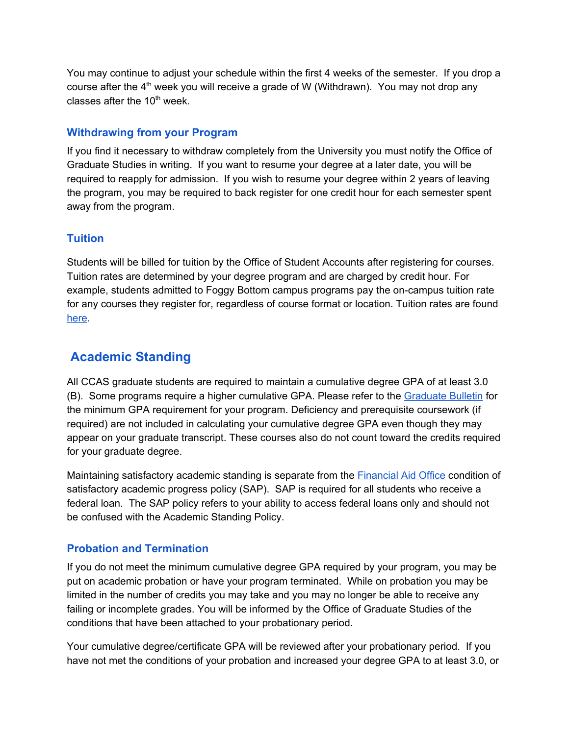You may continue to adjust your schedule within the first 4 weeks of the semester. If you drop a course after the 4th week you will receive a grade of W (Withdrawn). You may not drop any classes after the 10th week.

### Withdrawing from your Program

If you find it necessary to withdraw completely from the University you must notify the Office of Graduate Studies in writing. If you want to resume your degree at a later date, you will be required to reapply for admission. If you wish to resume your degree within 2 years of leaving the program, you may be required to back register for one credit hour for each semester spent away from the program.

### Tuition

Students will be billed for tuition by the Office of Student Accounts after registering for courses. Tuition rates are determined by your degree program and are charged by credit hour. For example, students admitted to Foggy Bottom campus programs pay the on-campus tuition rate for any courses they register for, regardless of course format or location. Tuition rates are found here.

## Academic Standing

All CCAS graduate students are required to maintain a cumulative degree GPA of at least 3.0 (B). Some programs require a higher cumulative GPA. Please refer to the Graduate Bulletin for the minimum GPA requirement for your program. Deficiency and prerequisite coursework (if required) are not included in calculating your cumulative degree GPA even though they may appear on your graduate transcript. These courses also do not count toward the credits required for your graduate degree.

Maintaining satisfactory academic standing is separate from the Financial Aid Office condition of satisfactory academic progress policy (SAP). SAP is required for all students who receive a federal loan. The SAP policy refers to your ability to access federal loans only and should not be confused with the Academic Standing Policy.

### Probation and Termination

If you do not meet the minimum cumulative degree GPA required by your program, you may be put on academic probation or have your program terminated. While on probation you may be limited in the number of credits you may take and you may no longer be able to receive any failing or incomplete grades. You will be informed by the Office of Graduate Studies of the conditions that have been attached to your probationary period.

Your cumulative degree/certificate GPA will be reviewed after your probationary period. If you have not met the conditions of your probation and increased your degree GPA to at least 3.0, or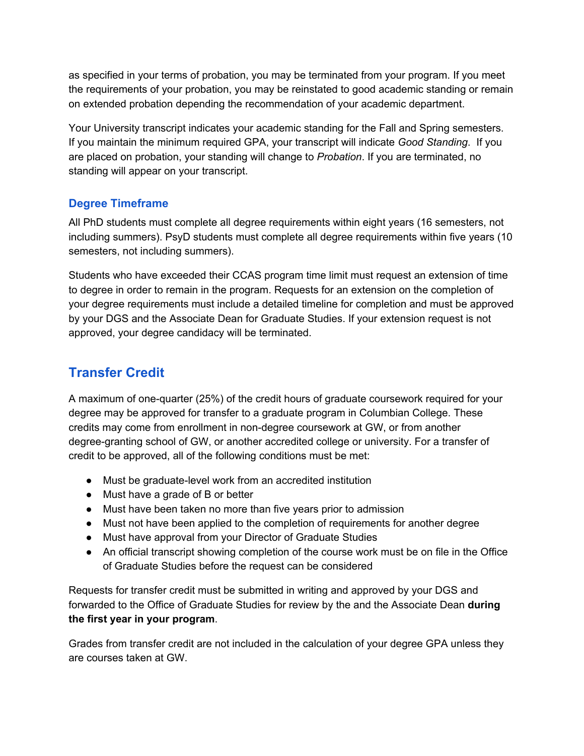as specified in your terms of probation, you may be terminated from your program. If you meet the requirements of your probation, you may be reinstated to good academic standing or remain on extended probation depending the recommendation of your academic department.

Your University transcript indicates your academic standing for the Fall and Spring semesters. If you maintain the minimum required GPA, your transcript will indicate *Good Standing*. If you are placed on probation, your standing will change to *Probation*. If you are terminated, no standing will appear on your transcript.

### Degree Timeframe

All PhD students must complete all degree requirements within eight years (16 semesters, not including summers). PsyD students must complete all degree requirements within five years (10 semesters, not including summers).

Students who have exceeded their CCAS program time limit must request an extension of time to degree in order to remain in the program. Requests for an extension on the completion of your degree requirements must include a detailed timeline for completion and must be approved by your DGS and the Associate Dean for Graduate Studies. If your extension request is not approved, your degree candidacy will be terminated.

## Transfer Credit

A maximum of one-quarter (25%) of the credit hours of graduate coursework required for your degree may be approved for transfer to a graduate program in Columbian College. These credits may come from enrollment in non-degree coursework at GW, or from another degree-granting school of GW, or another accredited college or university. For a transfer of credit to be approved, all of the following conditions must be met:

- Must be graduate-level work from an accredited institution
- Must have a grade of B or better
- Must have been taken no more than five years prior to admission
- Must not have been applied to the completion of requirements for another degree
- Must have approval from your Director of Graduate Studies
- An official transcript showing completion of the course work must be on file in the Office of Graduate Studies before the request can be considered

Requests for transfer credit must be submitted in writing and approved by your DGS and forwarded to the Office of Graduate Studies for review by the and the Associate Dean **during the first year in your program**.

Grades from transfer credit are not included in the calculation of your degree GPA unless they are courses taken at GW.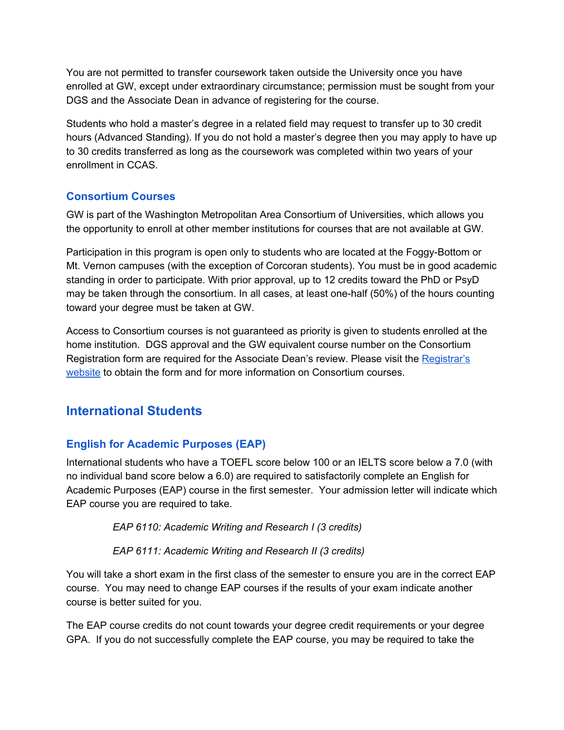You are not permitted to transfer coursework taken outside the University once you have enrolled at GW, except under extraordinary circumstance; permission must be sought from your DGS and the Associate Dean in advance of registering for the course.

Students who hold a master's degree in a related field may request to transfer up to 30 credit hours (Advanced Standing). If you do not hold a master's degree then you may apply to have up to 30 credits transferred as long as the coursework was completed within two years of your enrollment in CCAS.

### Consortium Courses

GW is part of the Washington Metropolitan Area Consortium of Universities, which allows you the opportunity to enroll at other member institutions for courses that are not available at GW.

Participation in this program is open only to students who are located at the Foggy-Bottom or Mt. Vernon campuses (with the exception of Corcoran students). You must be in good academic standing in order to participate. With prior approval, up to 12 credits toward the PhD or PsyD may be taken through the consortium. In all cases, at least one-half (50%) of the hours counting toward your degree must be taken at GW.

Access to Consortium courses is not guaranteed as priority is given to students enrolled at the home institution. DGS approval and the GW equivalent course number on the Consortium Registration form are required for the Associate Dean's review. Please visit the [Registrar's website]() to obtain the form and for more information on Consortium courses.

## International Students

### English for Academic Purposes (EAP)

International students who have a TOEFL score below 100 or an IELTS score below a 7.0 (with no individual band score below a 6.0) are required to satisfactorily complete an English for Academic Purposes (EAP) course in the first semester. Your admission letter will indicate which EAP course you are required to take.

*EAP 6110: Academic Writing and Research I (3 credits)*

*EAP 6111: Academic Writing and Research II (3 credits)*

You will take a short exam in the first class of the semester to ensure you are in the correct EAP course. You may need to change EAP courses if the results of your exam indicate another course is better suited for you.

The EAP course credits do not count towards your degree credit requirements or your degree GPA. If you do not successfully complete the EAP course, you may be required to take the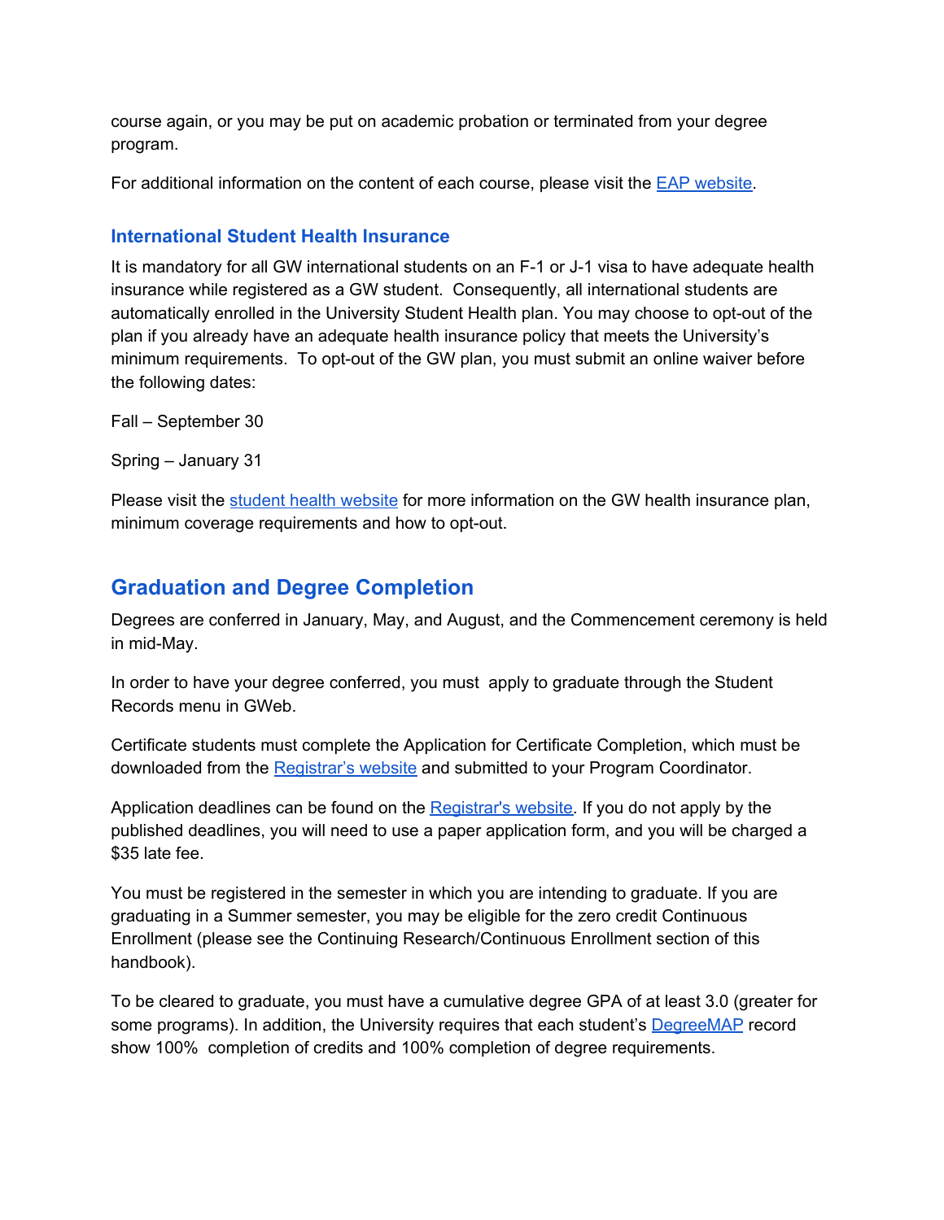course again, or you may be put on academic probation or terminated from your degree program.

For additional information on the content of each course, please visit the [EAP website](#).

### International Student Health Insurance

It is mandatory for all GW international students on an F-1 or J-1 visa to have adequate health insurance while registered as a GW student. Consequently, all international students are automatically enrolled in the University Student Health plan. You may choose to opt-out of the plan if you already have an adequate health insurance policy that meets the University's minimum requirements. To opt-out of the GW plan, you must submit an online waiver before the following dates:

Fall – September 30

Spring – January 31

Please visit the [student health website](#) for more information on the GW health insurance plan, minimum coverage requirements and how to opt-out.

## Graduation and Degree Completion

Degrees are conferred in January, May, and August, and the Commencement ceremony is held in mid-May.

In order to have your degree conferred, you must apply to graduate through the Student Records menu in GWeb.

Certificate students must complete the Application for Certificate Completion, which must be downloaded from the [Registrar's website](#) and submitted to your Program Coordinator.

Application deadlines can be found on the [Registrar's website](#). If you do not apply by the published deadlines, you will need to use a paper application form, and you will be charged a $35 late fee.

You must be registered in the semester in which you are intending to graduate. If you are graduating in a Summer semester, you may be eligible for the zero credit Continuous Enrollment (please see the Continuing Research/Continuous Enrollment section of this handbook).

To be cleared to graduate, you must have a cumulative degree GPA of at least 3.0 (greater for some programs). In addition, the University requires that each student's [DegreeMAP](#) record show 100% completion of credits and 100% completion of degree requirements.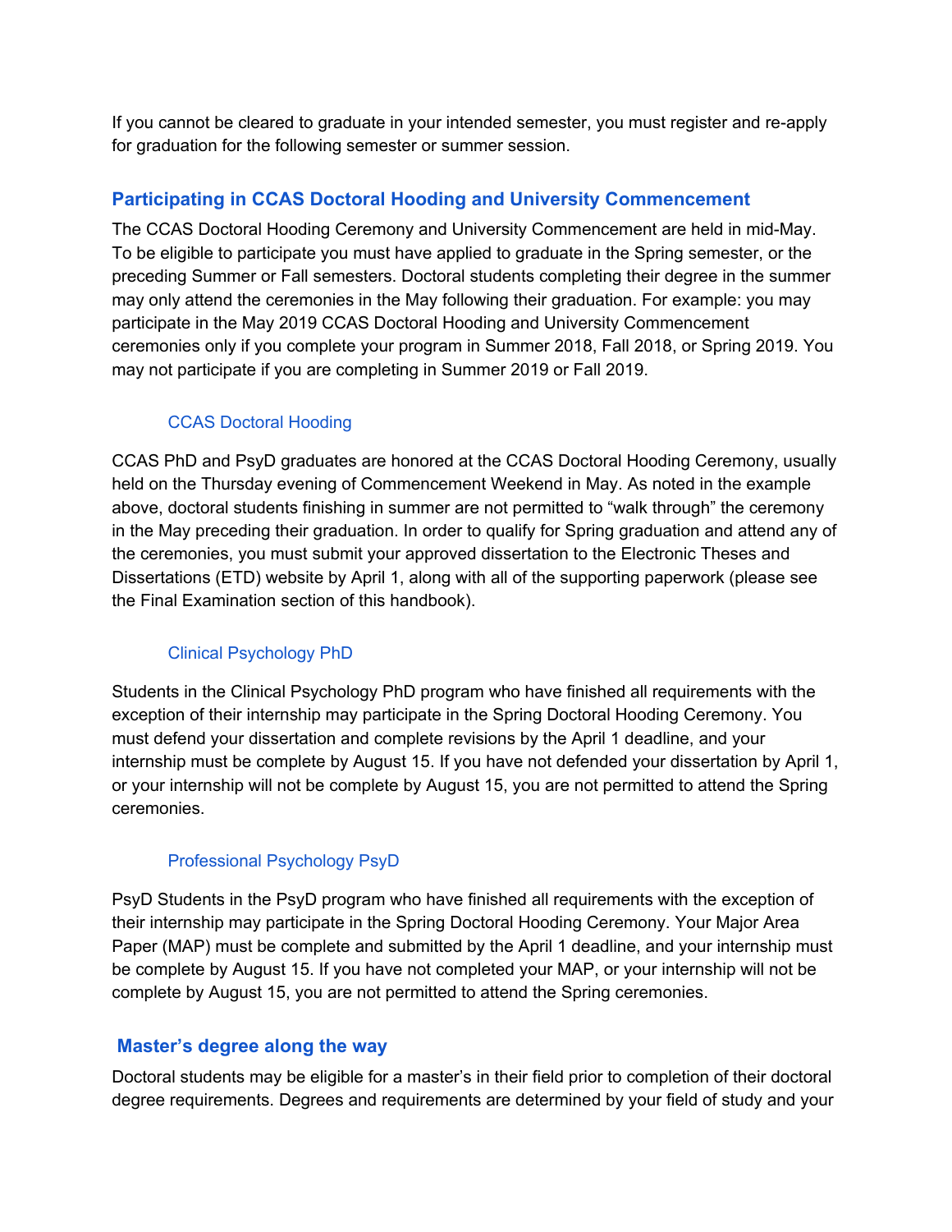If you cannot be cleared to graduate in your intended semester, you must register and re-apply for graduation for the following semester or summer session.

## Participating in CCAS Doctoral Hooding and University Commencement

The CCAS Doctoral Hooding Ceremony and University Commencement are held in mid-May. To be eligible to participate you must have applied to graduate in the Spring semester, or the preceding Summer or Fall semesters. Doctoral students completing their degree in the summer may only attend the ceremonies in the May following their graduation. For example: you may participate in the May 2019 CCAS Doctoral Hooding and University Commencement ceremonies only if you complete your program in Summer 2018, Fall 2018, or Spring 2019. You may not participate if you are completing in Summer 2019 or Fall 2019.

### CCAS Doctoral Hooding

CCAS PhD and PsyD graduates are honored at the CCAS Doctoral Hooding Ceremony, usually held on the Thursday evening of Commencement Weekend in May. As noted in the example above, doctoral students finishing in summer are not permitted to “walk through” the ceremony in the May preceding their graduation. In order to qualify for Spring graduation and attend any of the ceremonies, you must submit your approved dissertation to the Electronic Theses and Dissertations (ETD) website by April 1, along with all of the supporting paperwork (please see the Final Examination section of this handbook).

### Clinical Psychology PhD

Students in the Clinical Psychology PhD program who have finished all requirements with the exception of their internship may participate in the Spring Doctoral Hooding Ceremony. You must defend your dissertation and complete revisions by the April 1 deadline, and your internship must be complete by August 15. If you have not defended your dissertation by April 1, or your internship will not be complete by August 15, you are not permitted to attend the Spring ceremonies.

### Professional Psychology PsyD

PsyD Students in the PsyD program who have finished all requirements with the exception of their internship may participate in the Spring Doctoral Hooding Ceremony. Your Major Area Paper (MAP) must be complete and submitted by the April 1 deadline, and your internship must be complete by August 15. If you have not completed your MAP, or your internship will not be complete by August 15, you are not permitted to attend the Spring ceremonies.

## Master’s degree along the way

Doctoral students may be eligible for a master’s in their field prior to completion of their doctoral degree requirements. Degrees and requirements are determined by your field of study and your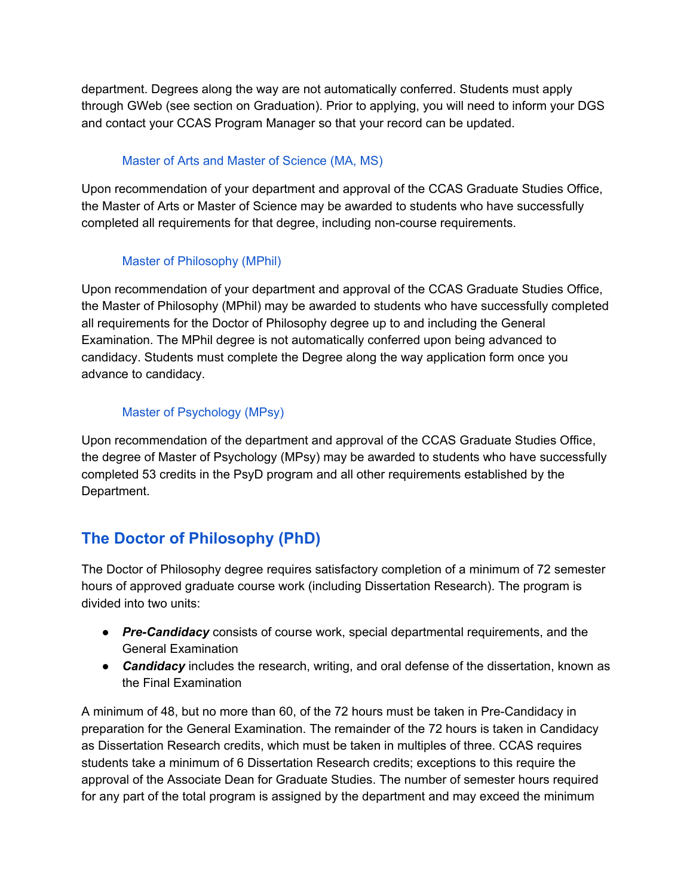department. Degrees along the way are not automatically conferred. Students must apply through GWeb (see section on Graduation). Prior to applying, you will need to inform your DGS and contact your CCAS Program Manager so that your record can be updated.

### Master of Arts and Master of Science (MA, MS)

Upon recommendation of your department and approval of the CCAS Graduate Studies Office, the Master of Arts or Master of Science may be awarded to students who have successfully completed all requirements for that degree, including non-course requirements.

### Master of Philosophy (MPhil)

Upon recommendation of your department and approval of the CCAS Graduate Studies Office, the Master of Philosophy (MPhil) may be awarded to students who have successfully completed all requirements for the Doctor of Philosophy degree up to and including the General Examination. The MPhil degree is not automatically conferred upon being advanced to candidacy. Students must complete the Degree along the way application form once you advance to candidacy.

### Master of Psychology (MPsy)

Upon recommendation of the department and approval of the CCAS Graduate Studies Office, the degree of Master of Psychology (MPsy) may be awarded to students who have successfully completed 53 credits in the PsyD program and all other requirements established by the Department.

## The Doctor of Philosophy (PhD)

The Doctor of Philosophy degree requires satisfactory completion of a minimum of 72 semester hours of approved graduate course work (including Dissertation Research). The program is divided into two units:

- ***Pre-Candidacy*** consists of course work, special departmental requirements, and the General Examination
- ***Candidacy*** includes the research, writing, and oral defense of the dissertation, known as the Final Examination

A minimum of 48, but no more than 60, of the 72 hours must be taken in Pre-Candidacy in preparation for the General Examination. The remainder of the 72 hours is taken in Candidacy as Dissertation Research credits, which must be taken in multiples of three. CCAS requires students take a minimum of 6 Dissertation Research credits; exceptions to this require the approval of the Associate Dean for Graduate Studies. The number of semester hours required for any part of the total program is assigned by the department and may exceed the minimum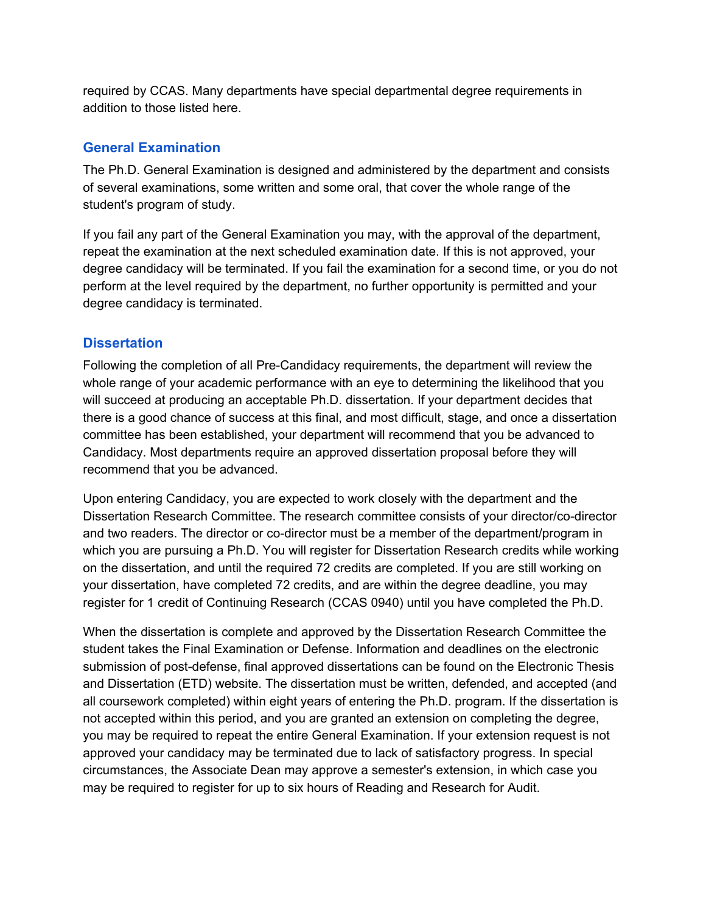required by CCAS. Many departments have special departmental degree requirements in addition to those listed here.

### General Examination

The Ph.D. General Examination is designed and administered by the department and consists of several examinations, some written and some oral, that cover the whole range of the student's program of study.

If you fail any part of the General Examination you may, with the approval of the department, repeat the examination at the next scheduled examination date. If this is not approved, your degree candidacy will be terminated. If you fail the examination for a second time, or you do not perform at the level required by the department, no further opportunity is permitted and your degree candidacy is terminated.

### Dissertation

Following the completion of all Pre-Candidacy requirements, the department will review the whole range of your academic performance with an eye to determining the likelihood that you will succeed at producing an acceptable Ph.D. dissertation. If your department decides that there is a good chance of success at this final, and most difficult, stage, and once a dissertation committee has been established, your department will recommend that you be advanced to Candidacy. Most departments require an approved dissertation proposal before they will recommend that you be advanced.

Upon entering Candidacy, you are expected to work closely with the department and the Dissertation Research Committee. The research committee consists of your director/co-director and two readers. The director or co-director must be a member of the department/program in which you are pursuing a Ph.D. You will register for Dissertation Research credits while working on the dissertation, and until the required 72 credits are completed. If you are still working on your dissertation, have completed 72 credits, and are within the degree deadline, you may register for 1 credit of Continuing Research (CCAS 0940) until you have completed the Ph.D.

When the dissertation is complete and approved by the Dissertation Research Committee the student takes the Final Examination or Defense. Information and deadlines on the electronic submission of post-defense, final approved dissertations can be found on the Electronic Thesis and Dissertation (ETD) website. The dissertation must be written, defended, and accepted (and all coursework completed) within eight years of entering the Ph.D. program. If the dissertation is not accepted within this period, and you are granted an extension on completing the degree, you may be required to repeat the entire General Examination. If your extension request is not approved your candidacy may be terminated due to lack of satisfactory progress. In special circumstances, the Associate Dean may approve a semester's extension, in which case you may be required to register for up to six hours of Reading and Research for Audit.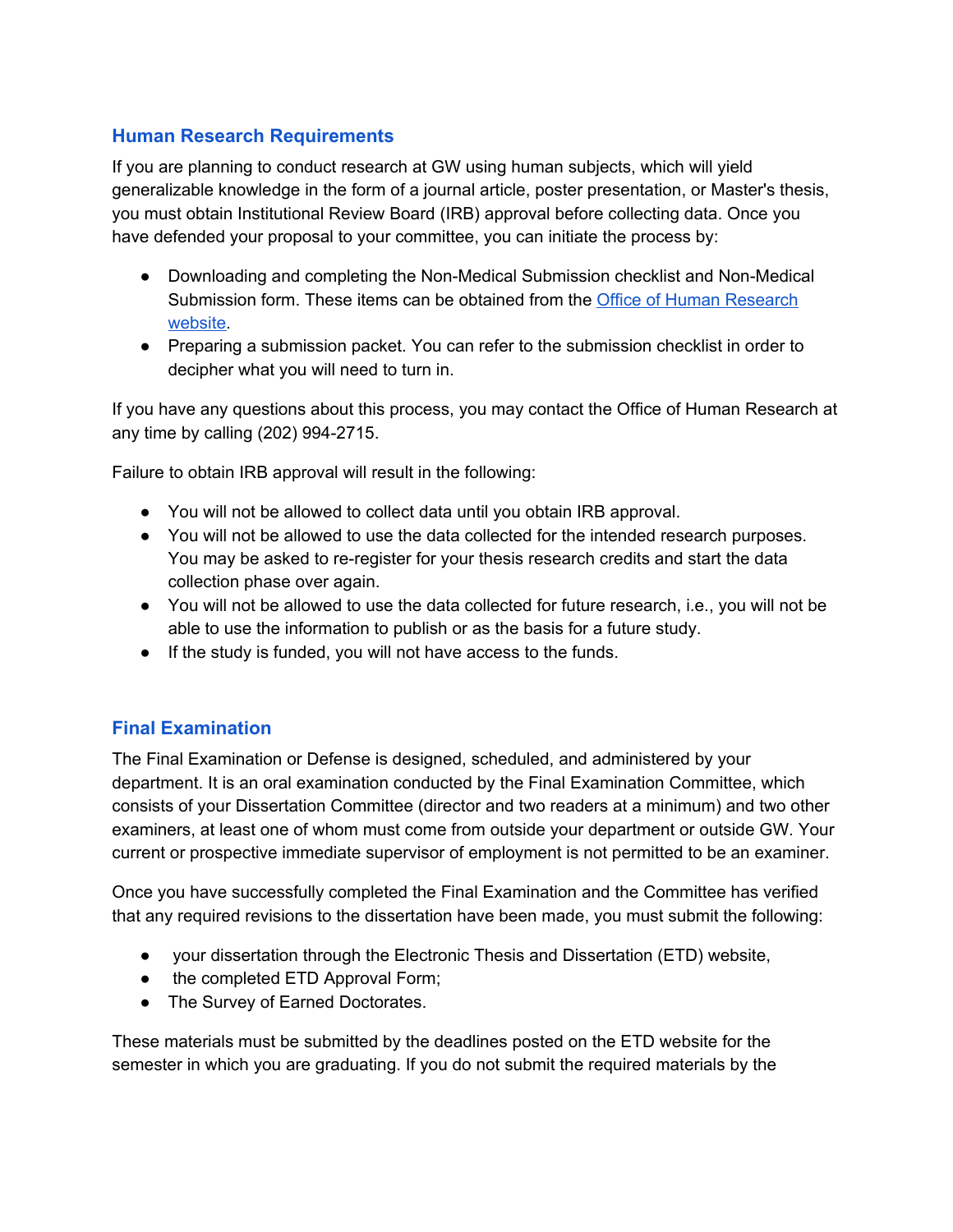## Human Research Requirements

If you are planning to conduct research at GW using human subjects, which will yield generalizable knowledge in the form of a journal article, poster presentation, or Master's thesis, you must obtain Institutional Review Board (IRB) approval before collecting data. Once you have defended your proposal to your committee, you can initiate the process by:

- Downloading and completing the Non-Medical Submission checklist and Non-Medical Submission form. These items can be obtained from the [Office of Human Research website](#).
- Preparing a submission packet. You can refer to the submission checklist in order to decipher what you will need to turn in.

If you have any questions about this process, you may contact the Office of Human Research at any time by calling (202) 994-2715.

Failure to obtain IRB approval will result in the following:

- You will not be allowed to collect data until you obtain IRB approval.
- You will not be allowed to use the data collected for the intended research purposes. You may be asked to re-register for your thesis research credits and start the data collection phase over again.
- You will not be allowed to use the data collected for future research, i.e., you will not be able to use the information to publish or as the basis for a future study.
- If the study is funded, you will not have access to the funds.

## Final Examination

The Final Examination or Defense is designed, scheduled, and administered by your department. It is an oral examination conducted by the Final Examination Committee, which consists of your Dissertation Committee (director and two readers at a minimum) and two other examiners, at least one of whom must come from outside your department or outside GW. Your current or prospective immediate supervisor of employment is not permitted to be an examiner.

Once you have successfully completed the Final Examination and the Committee has verified that any required revisions to the dissertation have been made, you must submit the following:

- your dissertation through the Electronic Thesis and Dissertation (ETD) website,
- the completed ETD Approval Form;
- The Survey of Earned Doctorates.

These materials must be submitted by the deadlines posted on the ETD website for the semester in which you are graduating. If you do not submit the required materials by the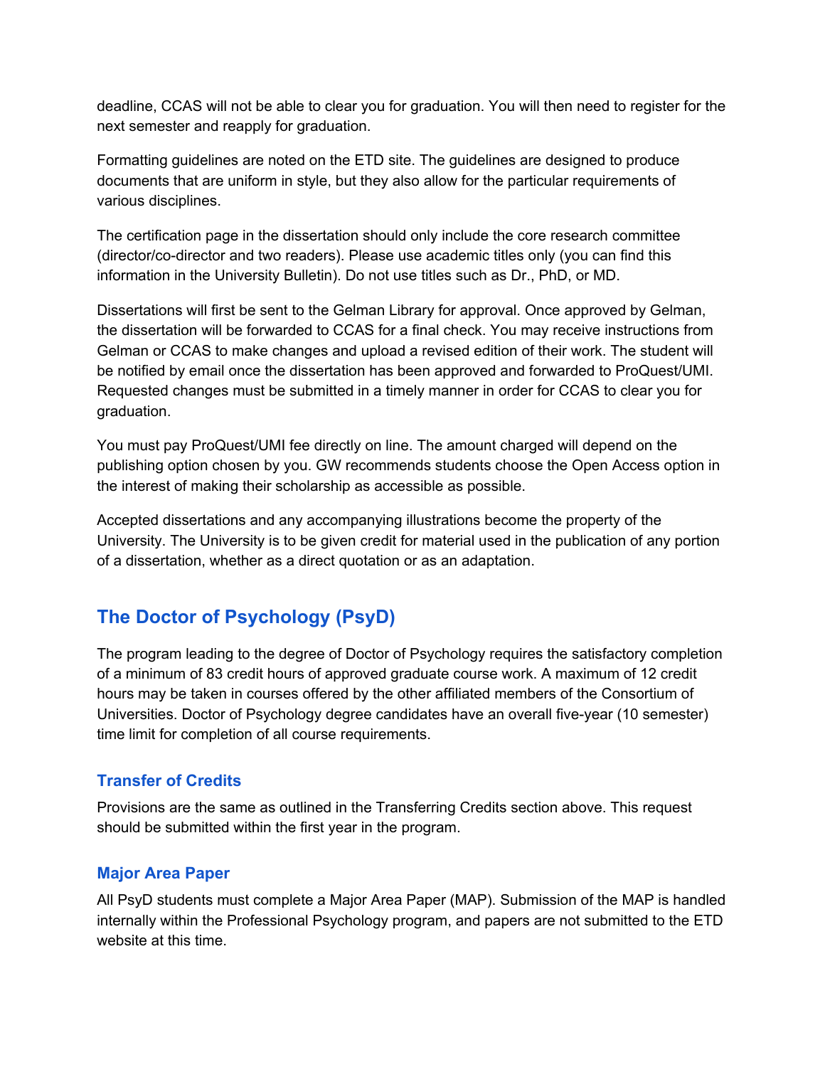deadline, CCAS will not be able to clear you for graduation. You will then need to register for the next semester and reapply for graduation.

Formatting guidelines are noted on the ETD site. The guidelines are designed to produce documents that are uniform in style, but they also allow for the particular requirements of various disciplines.

The certification page in the dissertation should only include the core research committee (director/co-director and two readers). Please use academic titles only (you can find this information in the University Bulletin). Do not use titles such as Dr., PhD, or MD.

Dissertations will first be sent to the Gelman Library for approval. Once approved by Gelman, the dissertation will be forwarded to CCAS for a final check. You may receive instructions from Gelman or CCAS to make changes and upload a revised edition of their work. The student will be notified by email once the dissertation has been approved and forwarded to ProQuest/UMI. Requested changes must be submitted in a timely manner in order for CCAS to clear you for graduation.

You must pay ProQuest/UMI fee directly on line. The amount charged will depend on the publishing option chosen by you. GW recommends students choose the Open Access option in the interest of making their scholarship as accessible as possible.

Accepted dissertations and any accompanying illustrations become the property of the University. The University is to be given credit for material used in the publication of any portion of a dissertation, whether as a direct quotation or as an adaptation.

## The Doctor of Psychology (PsyD)

The program leading to the degree of Doctor of Psychology requires the satisfactory completion of a minimum of 83 credit hours of approved graduate course work. A maximum of 12 credit hours may be taken in courses offered by the other affiliated members of the Consortium of Universities. Doctor of Psychology degree candidates have an overall five-year (10 semester) time limit for completion of all course requirements.

### Transfer of Credits

Provisions are the same as outlined in the Transferring Credits section above. This request should be submitted within the first year in the program.

### Major Area Paper

All PsyD students must complete a Major Area Paper (MAP). Submission of the MAP is handled internally within the Professional Psychology program, and papers are not submitted to the ETD website at this time.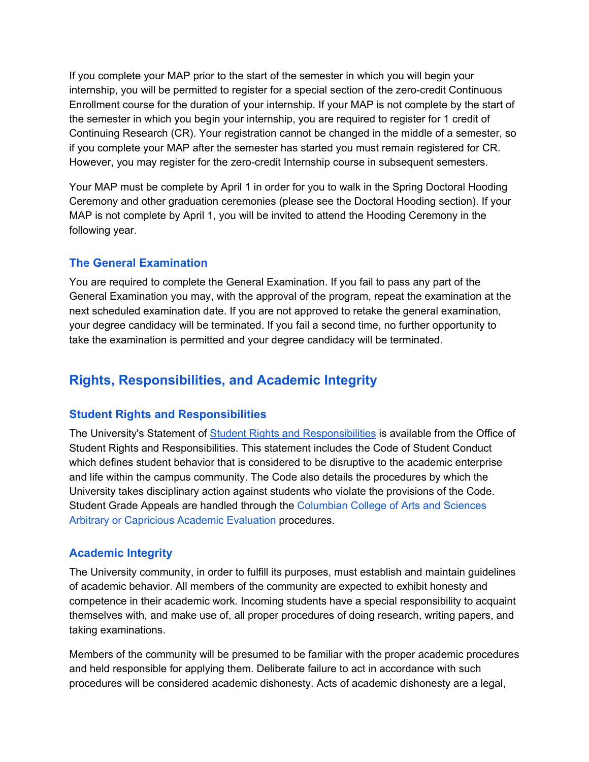If you complete your MAP prior to the start of the semester in which you will begin your internship, you will be permitted to register for a special section of the zero-credit Continuous Enrollment course for the duration of your internship. If your MAP is not complete by the start of the semester in which you begin your internship, you are required to register for 1 credit of Continuing Research (CR). Your registration cannot be changed in the middle of a semester, so if you complete your MAP after the semester has started you must remain registered for CR. However, you may register for the zero-credit Internship course in subsequent semesters.

Your MAP must be complete by April 1 in order for you to walk in the Spring Doctoral Hooding Ceremony and other graduation ceremonies (please see the Doctoral Hooding section). If your MAP is not complete by April 1, you will be invited to attend the Hooding Ceremony in the following year.

### The General Examination

You are required to complete the General Examination. If you fail to pass any part of the General Examination you may, with the approval of the program, repeat the examination at the next scheduled examination date. If you are not approved to retake the general examination, your degree candidacy will be terminated. If you fail a second time, no further opportunity to take the examination is permitted and your degree candidacy will be terminated.

## Rights, Responsibilities, and Academic Integrity

### Student Rights and Responsibilities

The University's Statement of Student Rights and Responsibilities is available from the Office of Student Rights and Responsibilities. This statement includes the Code of Student Conduct which defines student behavior that is considered to be disruptive to the academic enterprise and life within the campus community. The Code also details the procedures by which the University takes disciplinary action against students who violate the provisions of the Code. Student Grade Appeals are handled through the Columbian College of Arts and Sciences Arbitrary or Capricious Academic Evaluation procedures.

### Academic Integrity

The University community, in order to fulfill its purposes, must establish and maintain guidelines of academic behavior. All members of the community are expected to exhibit honesty and competence in their academic work. Incoming students have a special responsibility to acquaint themselves with, and make use of, all proper procedures of doing research, writing papers, and taking examinations.

Members of the community will be presumed to be familiar with the proper academic procedures and held responsible for applying them. Deliberate failure to act in accordance with such procedures will be considered academic dishonesty. Acts of academic dishonesty are a legal,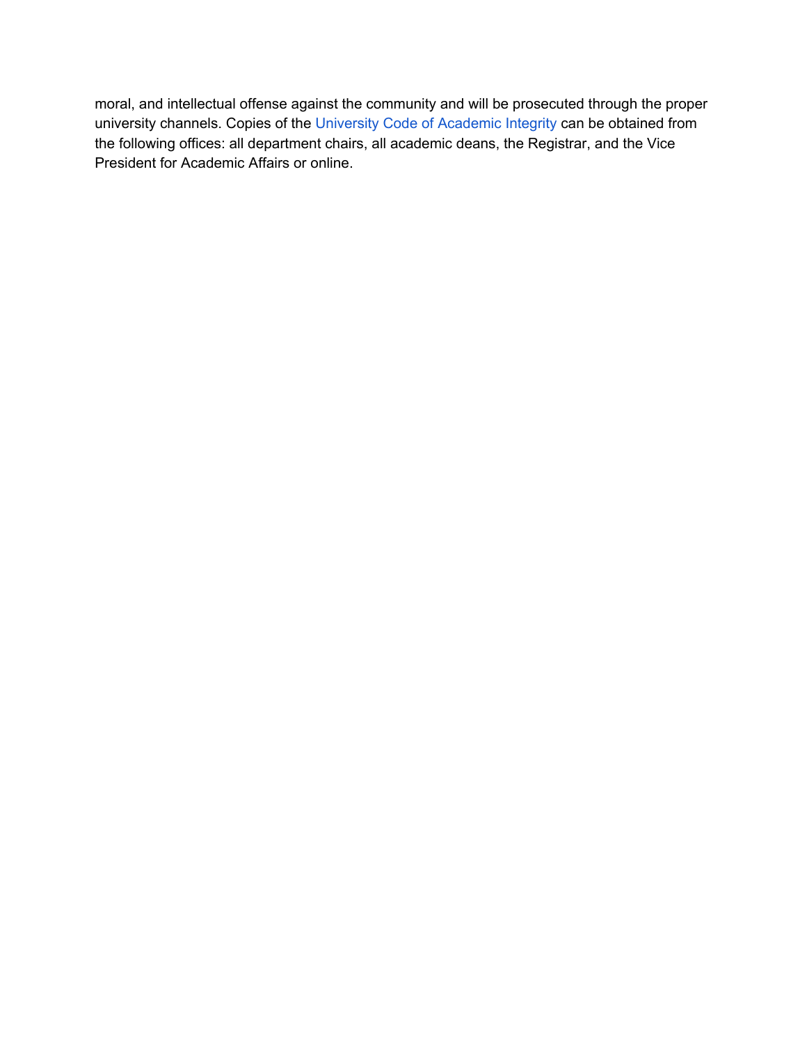moral, and intellectual offense against the community and will be prosecuted through the proper university channels. Copies of the University Code of Academic Integrity can be obtained from the following offices: all department chairs, all academic deans, the Registrar, and the Vice President for Academic Affairs or online.